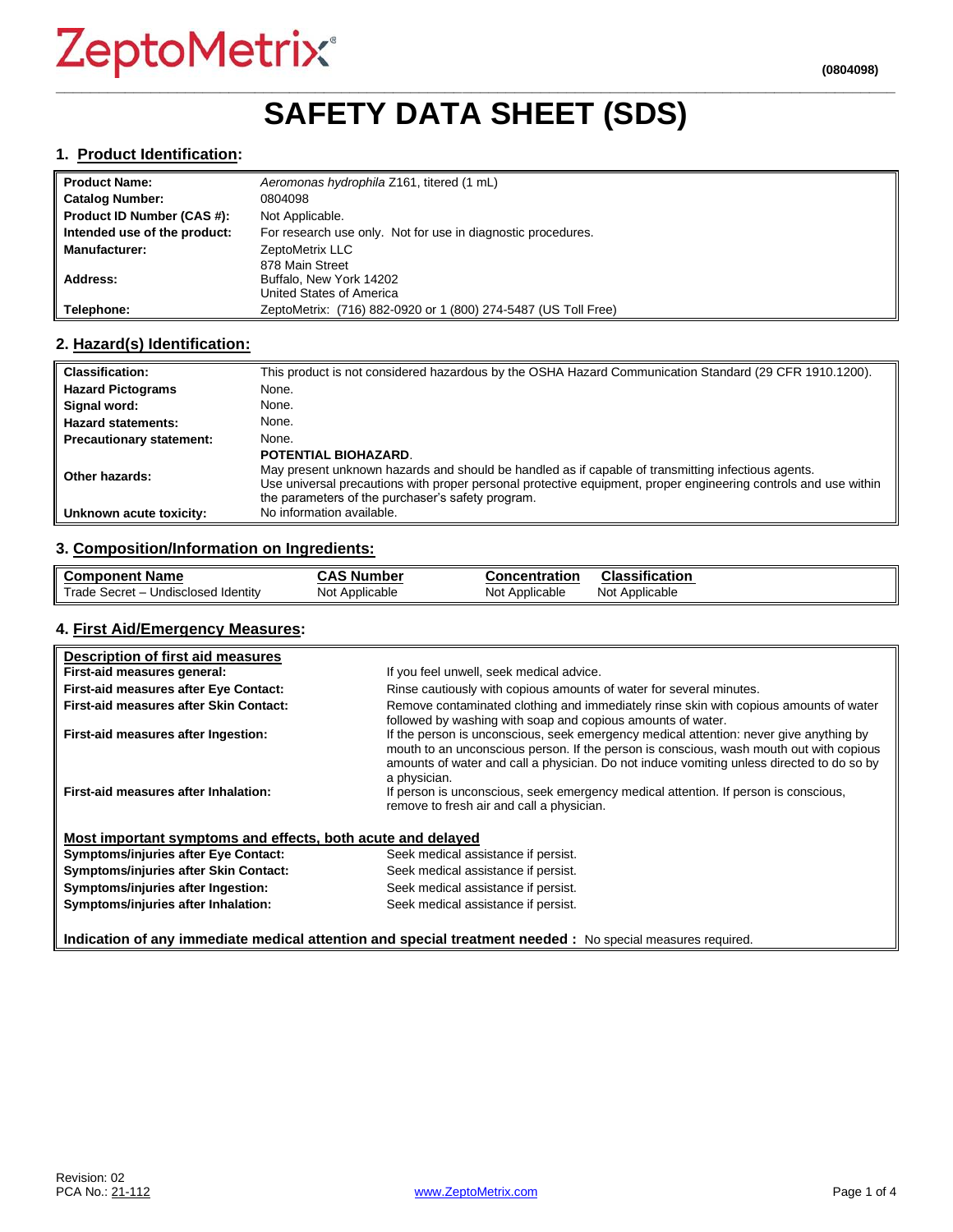ZeptoMetrix®

(0804098)

# SAFETY DATA SHEET (SDS)

## 1. Product Identification:

| | |
|---|---|
| **Product Name:** | *Aeromonas hydrophila* Z161, titered (1 mL) |
| **Catalog Number:** | 0804098 |
| **Product ID Number (CAS #):** | Not Applicable. |
| **Intended use of the product:** | For research use only. Not for use in diagnostic procedures. |
| **Manufacturer:** | ZeptoMetrix LLC |
| **Address:** | 878 Main Street<br>Buffalo, New York 14202<br>United States of America |
| **Telephone:** | ZeptoMetrix: (716) 882-0920 or 1 (800) 274-5487 (US Toll Free) |

## 2. Hazard(s) Identification:

| | |
|---|---|
| **Classification:** | This product is not considered hazardous by the OSHA Hazard Communication Standard (29 CFR 1910.1200). |
| **Hazard Pictograms** | None. |
| **Signal word:** | None. |
| **Hazard statements:** | None. |
| **Precautionary statement:** | None. |
| **Other hazards:** | **POTENTIAL BIOHAZARD**.<br>May present unknown hazards and should be handled as if capable of transmitting infectious agents.<br>Use universal precautions with proper personal protective equipment, proper engineering controls and use within the parameters of the purchaser's safety program. |
| **Unknown acute toxicity:** | No information available. |

## 3. Composition/Information on Ingredients:

| Component Name | CAS Number | Concentration | Classification |
|---|---|---|---|
| Trade Secret – Undisclosed Identity | Not Applicable | Not Applicable | Not Applicable |

## 4. First Aid/Emergency Measures:

**Description of first aid measures**

| | |
|---|---|
| **First-aid measures general:** | If you feel unwell, seek medical advice. |
| **First-aid measures after Eye Contact:** | Rinse cautiously with copious amounts of water for several minutes. |
| **First-aid measures after Skin Contact:** | Remove contaminated clothing and immediately rinse skin with copious amounts of water followed by washing with soap and copious amounts of water. |
| **First-aid measures after Ingestion:** | If the person is unconscious, seek emergency medical attention: never give anything by mouth to an unconscious person. If the person is conscious, wash mouth out with copious amounts of water and call a physician. Do not induce vomiting unless directed to do so by a physician. |
| **First-aid measures after Inhalation:** | If person is unconscious, seek emergency medical attention. If person is conscious, remove to fresh air and call a physician. |

**Most important symptoms and effects, both acute and delayed**

| | |
|---|---|
| **Symptoms/injuries after Eye Contact:** | Seek medical assistance if persist. |
| **Symptoms/injuries after Skin Contact:** | Seek medical assistance if persist. |
| **Symptoms/injuries after Ingestion:** | Seek medical assistance if persist. |
| **Symptoms/injuries after Inhalation:** | Seek medical assistance if persist. |

**Indication of any immediate medical attention and special treatment needed :** No special measures required.

Revision: 02
PCA No.: 21-112

www.ZeptoMetrix.com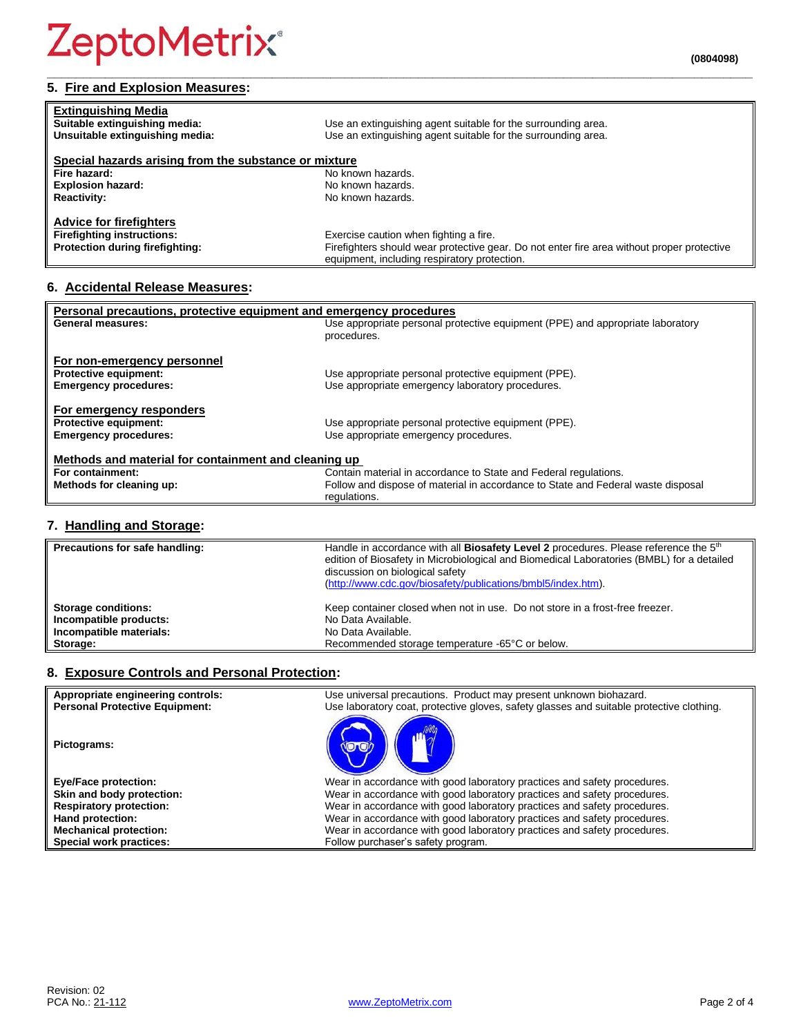## 5. Fire and Explosion Measures:

| | |
|---|---|
| **Extinguishing Media** | |
| **Suitable extinguishing media:** | Use an extinguishing agent suitable for the surrounding area. |
| **Unsuitable extinguishing media:** | Use an extinguishing agent suitable for the surrounding area. |
| **Special hazards arising from the substance or mixture** | |
| **Fire hazard:** | No known hazards. |
| **Explosion hazard:** | No known hazards. |
| **Reactivity:** | No known hazards. |
| **Advice for firefighters** | |
| **Firefighting instructions:** | Exercise caution when fighting a fire. |
| **Protection during firefighting:** | Firefighters should wear protective gear. Do not enter fire area without proper protective equipment, including respiratory protection. |

## 6. Accidental Release Measures:

| | |
|---|---|
| **Personal precautions, protective equipment and emergency procedures** | |
| **General measures:** | Use appropriate personal protective equipment (PPE) and appropriate laboratory procedures. |
| **For non-emergency personnel** | |
| **Protective equipment:** | Use appropriate personal protective equipment (PPE). |
| **Emergency procedures:** | Use appropriate emergency laboratory procedures. |
| **For emergency responders** | |
| **Protective equipment:** | Use appropriate personal protective equipment (PPE). |
| **Emergency procedures:** | Use appropriate emergency procedures. |
| **Methods and material for containment and cleaning up** | |
| **For containment:** | Contain material in accordance to State and Federal regulations. |
| **Methods for cleaning up:** | Follow and dispose of material in accordance to State and Federal waste disposal regulations. |

## 7. Handling and Storage:

| | |
|---|---|
| **Precautions for safe handling:** | Handle in accordance with all **Biosafety Level 2** procedures. Please reference the 5th edition of Biosafety in Microbiological and Biomedical Laboratories (BMBL) for a detailed discussion on biological safety (http://www.cdc.gov/biosafety/publications/bmbl5/index.htm). |
| **Storage conditions:** | Keep container closed when not in use. Do not store in a frost-free freezer. |
| **Incompatible products:** | No Data Available. |
| **Incompatible materials:** | No Data Available. |
| **Storage:** | Recommended storage temperature -65°C or below. |

## 8. Exposure Controls and Personal Protection:

| | |
|---|---|
| **Appropriate engineering controls:** | Use universal precautions. Product may present unknown biohazard. |
| **Personal Protective Equipment:** | Use laboratory coat, protective gloves, safety glasses and suitable protective clothing. |
| **Pictograms:** | |
| **Eye/Face protection:** | Wear in accordance with good laboratory practices and safety procedures. |
| **Skin and body protection:** | Wear in accordance with good laboratory practices and safety procedures. |
| **Respiratory protection:** | Wear in accordance with good laboratory practices and safety procedures. |
| **Hand protection:** | Wear in accordance with good laboratory practices and safety procedures. |
| **Mechanical protection:** | Wear in accordance with good laboratory practices and safety procedures. |
| **Special work practices:** | Follow purchaser's safety program. |

Revision: 02
PCA No.: 21-112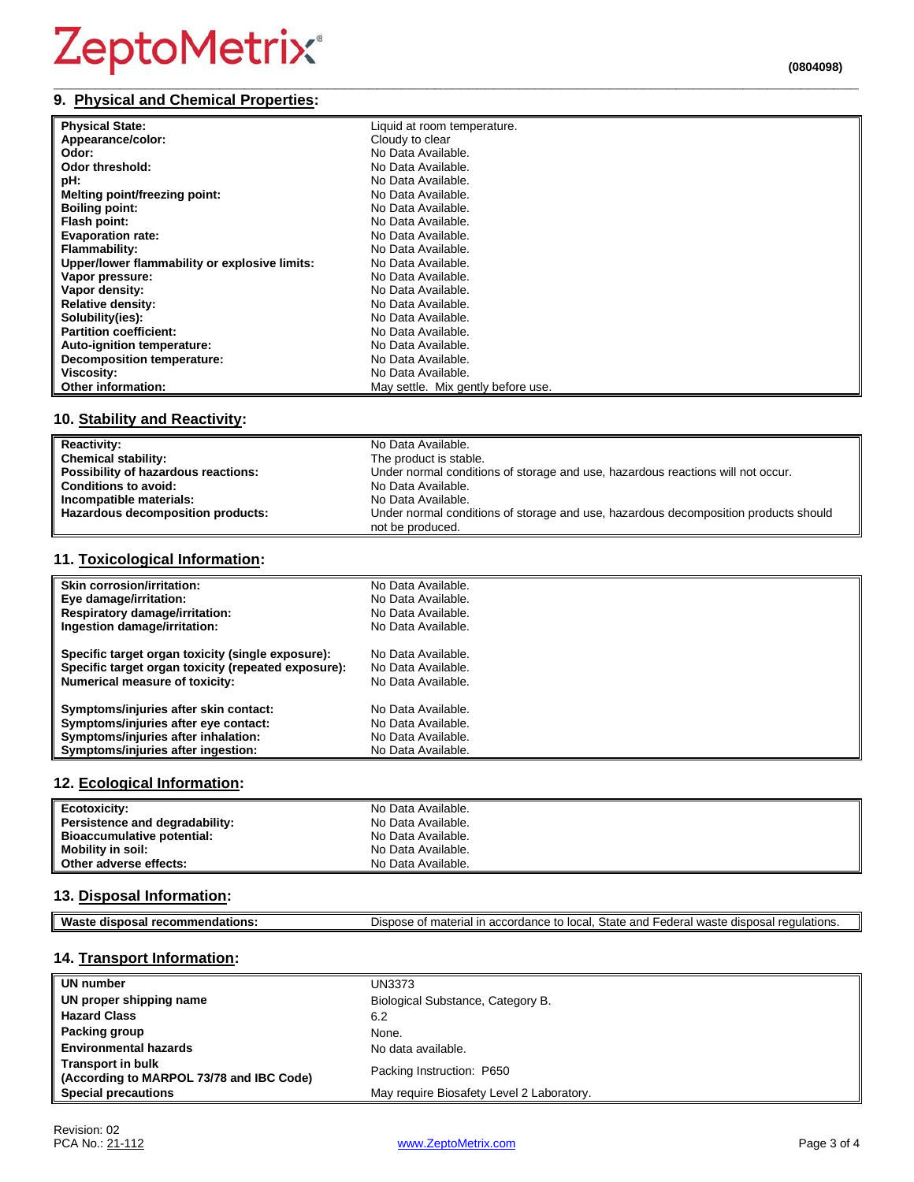## 9. Physical and Chemical Properties:

| | |
|---|---|
| **Physical State:** | Liquid at room temperature. |
| **Appearance/color:** | Cloudy to clear |
| **Odor:** | No Data Available. |
| **Odor threshold:** | No Data Available. |
| **pH:** | No Data Available. |
| **Melting point/freezing point:** | No Data Available. |
| **Boiling point:** | No Data Available. |
| **Flash point:** | No Data Available. |
| **Evaporation rate:** | No Data Available. |
| **Flammability:** | No Data Available. |
| **Upper/lower flammability or explosive limits:** | No Data Available. |
| **Vapor pressure:** | No Data Available. |
| **Vapor density:** | No Data Available. |
| **Relative density:** | No Data Available. |
| **Solubility(ies):** | No Data Available. |
| **Partition coefficient:** | No Data Available. |
| **Auto-ignition temperature:** | No Data Available. |
| **Decomposition temperature:** | No Data Available. |
| **Viscosity:** | No Data Available. |
| **Other information:** | May settle. Mix gently before use. |

## 10. Stability and Reactivity:

| | |
|---|---|
| **Reactivity:** | No Data Available. |
| **Chemical stability:** | The product is stable. |
| **Possibility of hazardous reactions:** | Under normal conditions of storage and use, hazardous reactions will not occur. |
| **Conditions to avoid:** | No Data Available. |
| **Incompatible materials:** | No Data Available. |
| **Hazardous decomposition products:** | Under normal conditions of storage and use, hazardous decomposition products should not be produced. |

## 11. Toxicological Information:

| | |
|---|---|
| **Skin corrosion/irritation:** | No Data Available. |
| **Eye damage/irritation:** | No Data Available. |
| **Respiratory damage/irritation:** | No Data Available. |
| **Ingestion damage/irritation:** | No Data Available. |
| **Specific target organ toxicity (single exposure):** | No Data Available. |
| **Specific target organ toxicity (repeated exposure):** | No Data Available. |
| **Numerical measure of toxicity:** | No Data Available. |
| **Symptoms/injuries after skin contact:** | No Data Available. |
| **Symptoms/injuries after eye contact:** | No Data Available. |
| **Symptoms/injuries after inhalation:** | No Data Available. |
| **Symptoms/injuries after ingestion:** | No Data Available. |

## 12. Ecological Information:

| | |
|---|---|
| **Ecotoxicity:** | No Data Available. |
| **Persistence and degradability:** | No Data Available. |
| **Bioaccumulative potential:** | No Data Available. |
| **Mobility in soil:** | No Data Available. |
| **Other adverse effects:** | No Data Available. |

## 13. Disposal Information:

| | |
|---|---|
| **Waste disposal recommendations:** | Dispose of material in accordance to local, State and Federal waste disposal regulations. |

## 14. Transport Information:

| | |
|---|---|
| **UN number** | UN3373 |
| **UN proper shipping name** | Biological Substance, Category B. |
| **Hazard Class** | 6.2 |
| **Packing group** | None. |
| **Environmental hazards** | No data available. |
| **Transport in bulk (According to MARPOL 73/78 and IBC Code)** | Packing Instruction: P650 |
| **Special precautions** | May require Biosafety Level 2 Laboratory. |

Revision: 02
PCA No.: 21-112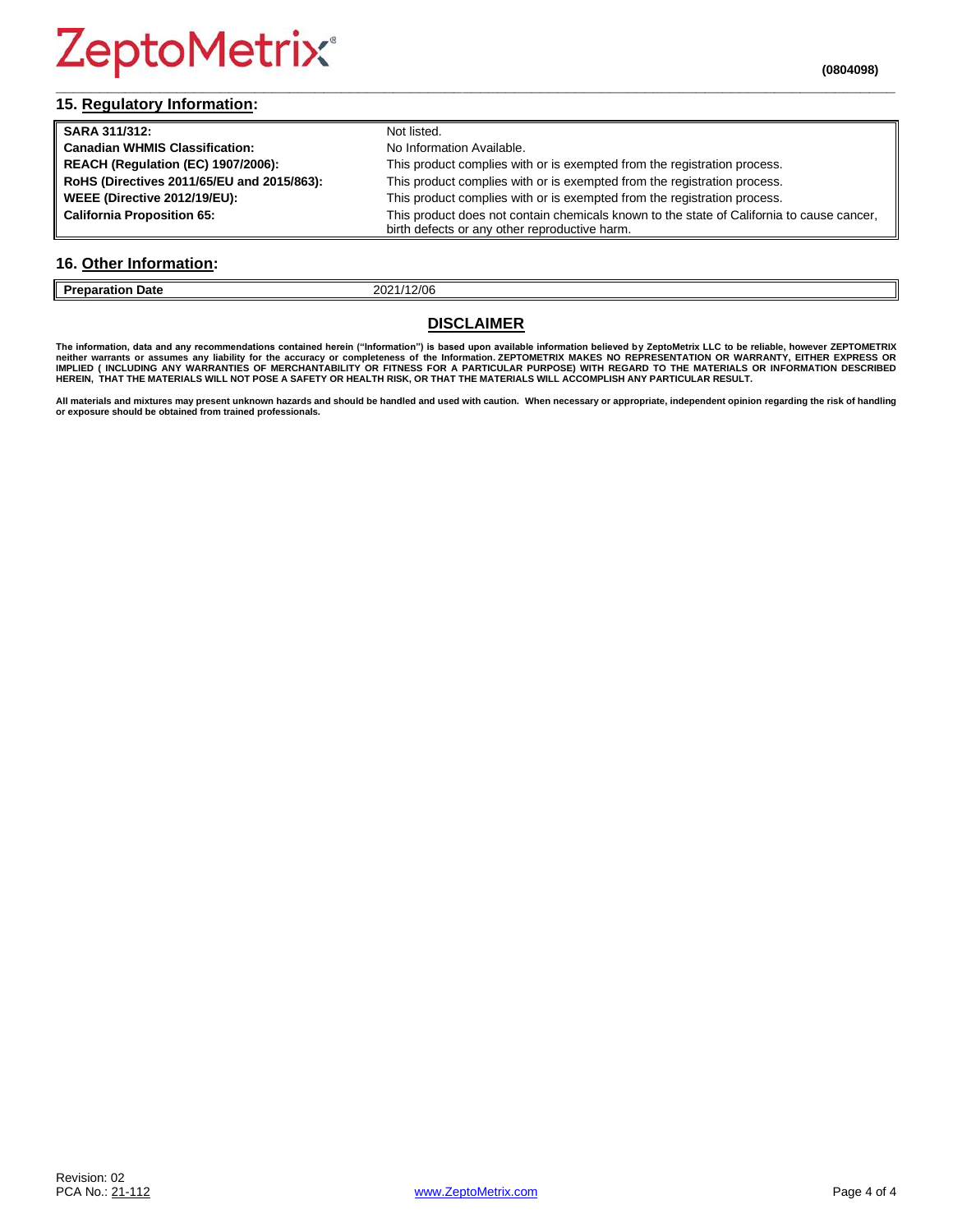## 15. Regulatory Information:

| | |
|---|---|
| **SARA 311/312:** | Not listed. |
| **Canadian WHMIS Classification:** | No Information Available. |
| **REACH (Regulation (EC) 1907/2006):** | This product complies with or is exempted from the registration process. |
| **RoHS (Directives 2011/65/EU and 2015/863):** | This product complies with or is exempted from the registration process. |
| **WEEE (Directive 2012/19/EU):** | This product complies with or is exempted from the registration process. |
| **California Proposition 65:** | This product does not contain chemicals known to the state of California to cause cancer, birth defects or any other reproductive harm. |

## 16. Other Information:

| | |
|---|---|
| **Preparation Date** | 2021/12/06 |

## DISCLAIMER

**The information, data and any recommendations contained herein ("Information") is based upon available information believed by ZeptoMetrix LLC to be reliable, however ZEPTOMETRIX neither warrants or assumes any liability for the accuracy or completeness of the Information. ZEPTOMETRIX MAKES NO REPRESENTATION OR WARRANTY, EITHER EXPRESS OR IMPLIED ( INCLUDING ANY WARRANTIES OF MERCHANTABILITY OR FITNESS FOR A PARTICULAR PURPOSE) WITH REGARD TO THE MATERIALS OR INFORMATION DESCRIBED HEREIN, THAT THE MATERIALS WILL NOT POSE A SAFETY OR HEALTH RISK, OR THAT THE MATERIALS WILL ACCOMPLISH ANY PARTICULAR RESULT.**

**All materials and mixtures may present unknown hazards and should be handled and used with caution. When necessary or appropriate, independent opinion regarding the risk of handling or exposure should be obtained from trained professionals.**

Revision: 02
PCA No.: 21-112